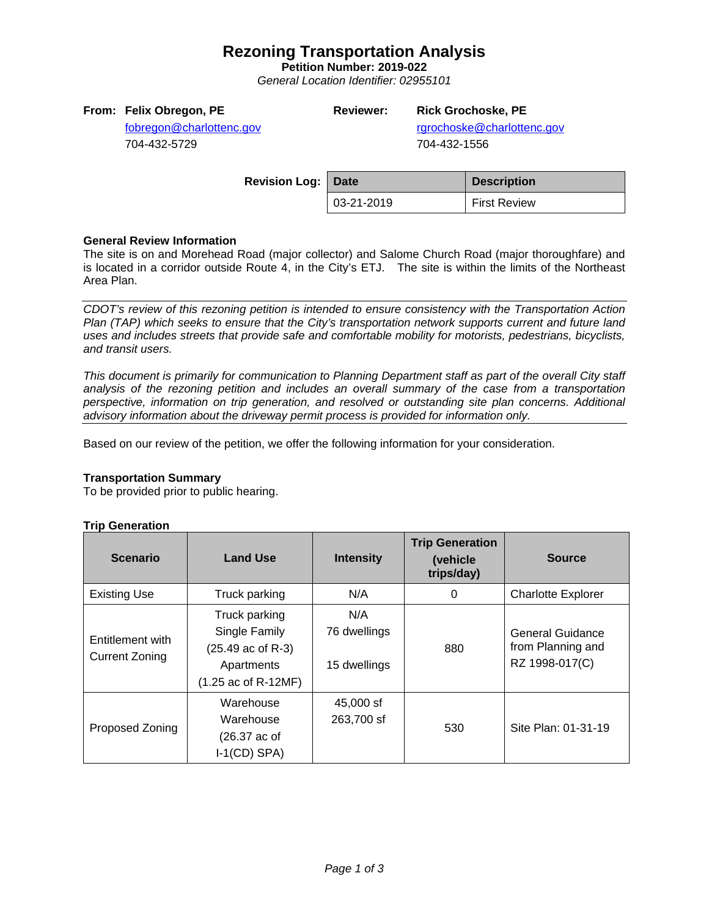# Rezoning Transportation Analysis

**Petition Number: 2019-022**

*General Location Identifier: 02955101*

**From: Felix Obregon, PE**
fobregon@charlottenc.gov
704-432-5729

**Reviewer: Rick Grochoske, PE**
rgrochoske@charlottenc.gov
704-432-1556

**Revision Log:**

| Date | Description |
|---|---|
| 03-21-2019 | First Review |

**General Review Information**

The site is on and Morehead Road (major collector) and Salome Church Road (major thoroughfare) and is located in a corridor outside Route 4, in the City's ETJ. The site is within the limits of the Northeast Area Plan.

*CDOT's review of this rezoning petition is intended to ensure consistency with the Transportation Action Plan (TAP) which seeks to ensure that the City's transportation network supports current and future land uses and includes streets that provide safe and comfortable mobility for motorists, pedestrians, bicyclists, and transit users.*

*This document is primarily for communication to Planning Department staff as part of the overall City staff analysis of the rezoning petition and includes an overall summary of the case from a transportation perspective, information on trip generation, and resolved or outstanding site plan concerns. Additional advisory information about the driveway permit process is provided for information only.*

Based on our review of the petition, we offer the following information for your consideration.

**Transportation Summary**

To be provided prior to public hearing.

**Trip Generation**

| Scenario | Land Use | Intensity | Trip Generation (vehicle trips/day) | Source |
|---|---|---|---|---|
| Existing Use | Truck parking | N/A | 0 | Charlotte Explorer |
| Entitlement with Current Zoning | Truck parking<br>Single Family<br>(25.49 ac of R-3)<br>Apartments<br>(1.25 ac of R-12MF) | N/A<br>76 dwellings<br><br>15 dwellings | 880 | General Guidance from Planning and RZ 1998-017(C) |
| Proposed Zoning | Warehouse<br>Warehouse<br>(26.37 ac of I-1(CD) SPA) | 45,000 sf<br>263,700 sf | 530 | Site Plan: 01-31-19 |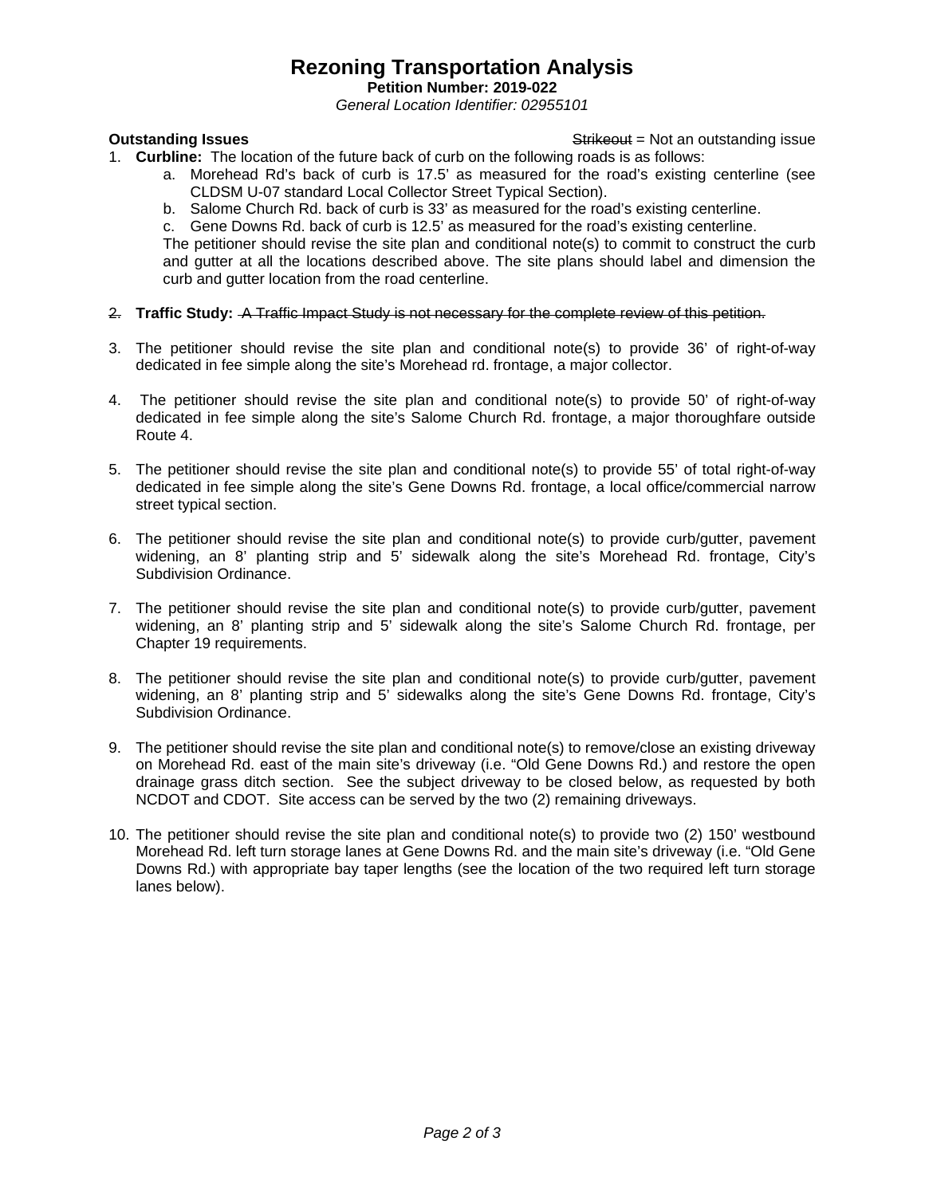# Rezoning Transportation Analysis

**Petition Number: 2019-022**

*General Location Identifier: 02955101*

**Outstanding Issues** ~~Strikeout~~ = Not an outstanding issue

1. **Curbline:** The location of the future back of curb on the following roads is as follows:
   a. Morehead Rd's back of curb is 17.5' as measured for the road's existing centerline (see CLDSM U-07 standard Local Collector Street Typical Section).
   b. Salome Church Rd. back of curb is 33' as measured for the road's existing centerline.
   c. Gene Downs Rd. back of curb is 12.5' as measured for the road's existing centerline.

   The petitioner should revise the site plan and conditional note(s) to commit to construct the curb and gutter at all the locations described above. The site plans should label and dimension the curb and gutter location from the road centerline.

2. ~~**Traffic Study:** A Traffic Impact Study is not necessary for the complete review of this petition.~~

3. The petitioner should revise the site plan and conditional note(s) to provide 36' of right-of-way dedicated in fee simple along the site's Morehead rd. frontage, a major collector.

4. The petitioner should revise the site plan and conditional note(s) to provide 50' of right-of-way dedicated in fee simple along the site's Salome Church Rd. frontage, a major thoroughfare outside Route 4.

5. The petitioner should revise the site plan and conditional note(s) to provide 55' of total right-of-way dedicated in fee simple along the site's Gene Downs Rd. frontage, a local office/commercial narrow street typical section.

6. The petitioner should revise the site plan and conditional note(s) to provide curb/gutter, pavement widening, an 8' planting strip and 5' sidewalk along the site's Morehead Rd. frontage, City's Subdivision Ordinance.

7. The petitioner should revise the site plan and conditional note(s) to provide curb/gutter, pavement widening, an 8' planting strip and 5' sidewalk along the site's Salome Church Rd. frontage, per Chapter 19 requirements.

8. The petitioner should revise the site plan and conditional note(s) to provide curb/gutter, pavement widening, an 8' planting strip and 5' sidewalks along the site's Gene Downs Rd. frontage, City's Subdivision Ordinance.

9. The petitioner should revise the site plan and conditional note(s) to remove/close an existing driveway on Morehead Rd. east of the main site's driveway (i.e. "Old Gene Downs Rd.) and restore the open drainage grass ditch section. See the subject driveway to be closed below, as requested by both NCDOT and CDOT. Site access can be served by the two (2) remaining driveways.

10. The petitioner should revise the site plan and conditional note(s) to provide two (2) 150' westbound Morehead Rd. left turn storage lanes at Gene Downs Rd. and the main site's driveway (i.e. "Old Gene Downs Rd.) with appropriate bay taper lengths (see the location of the two required left turn storage lanes below).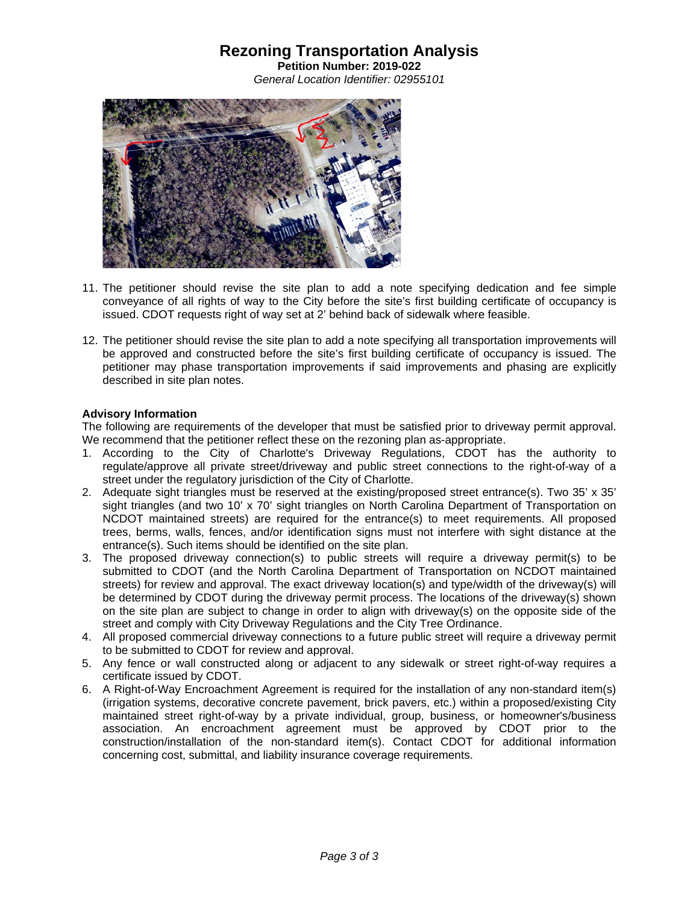# Rezoning Transportation Analysis

**Petition Number: 2019-022**

*General Location Identifier: 02955101*

11. The petitioner should revise the site plan to add a note specifying dedication and fee simple conveyance of all rights of way to the City before the site's first building certificate of occupancy is issued. CDOT requests right of way set at 2' behind back of sidewalk where feasible.

12. The petitioner should revise the site plan to add a note specifying all transportation improvements will be approved and constructed before the site's first building certificate of occupancy is issued. The petitioner may phase transportation improvements if said improvements and phasing are explicitly described in site plan notes.

**Advisory Information**

The following are requirements of the developer that must be satisfied prior to driveway permit approval. We recommend that the petitioner reflect these on the rezoning plan as-appropriate.

1. According to the City of Charlotte's Driveway Regulations, CDOT has the authority to regulate/approve all private street/driveway and public street connections to the right-of-way of a street under the regulatory jurisdiction of the City of Charlotte.
2. Adequate sight triangles must be reserved at the existing/proposed street entrance(s). Two 35' x 35' sight triangles (and two 10' x 70' sight triangles on North Carolina Department of Transportation on NCDOT maintained streets) are required for the entrance(s) to meet requirements. All proposed trees, berms, walls, fences, and/or identification signs must not interfere with sight distance at the entrance(s). Such items should be identified on the site plan.
3. The proposed driveway connection(s) to public streets will require a driveway permit(s) to be submitted to CDOT (and the North Carolina Department of Transportation on NCDOT maintained streets) for review and approval. The exact driveway location(s) and type/width of the driveway(s) will be determined by CDOT during the driveway permit process. The locations of the driveway(s) shown on the site plan are subject to change in order to align with driveway(s) on the opposite side of the street and comply with City Driveway Regulations and the City Tree Ordinance.
4. All proposed commercial driveway connections to a future public street will require a driveway permit to be submitted to CDOT for review and approval.
5. Any fence or wall constructed along or adjacent to any sidewalk or street right-of-way requires a certificate issued by CDOT.
6. A Right-of-Way Encroachment Agreement is required for the installation of any non-standard item(s) (irrigation systems, decorative concrete pavement, brick pavers, etc.) within a proposed/existing City maintained street right-of-way by a private individual, group, business, or homeowner's/business association. An encroachment agreement must be approved by CDOT prior to the construction/installation of the non-standard item(s). Contact CDOT for additional information concerning cost, submittal, and liability insurance coverage requirements.